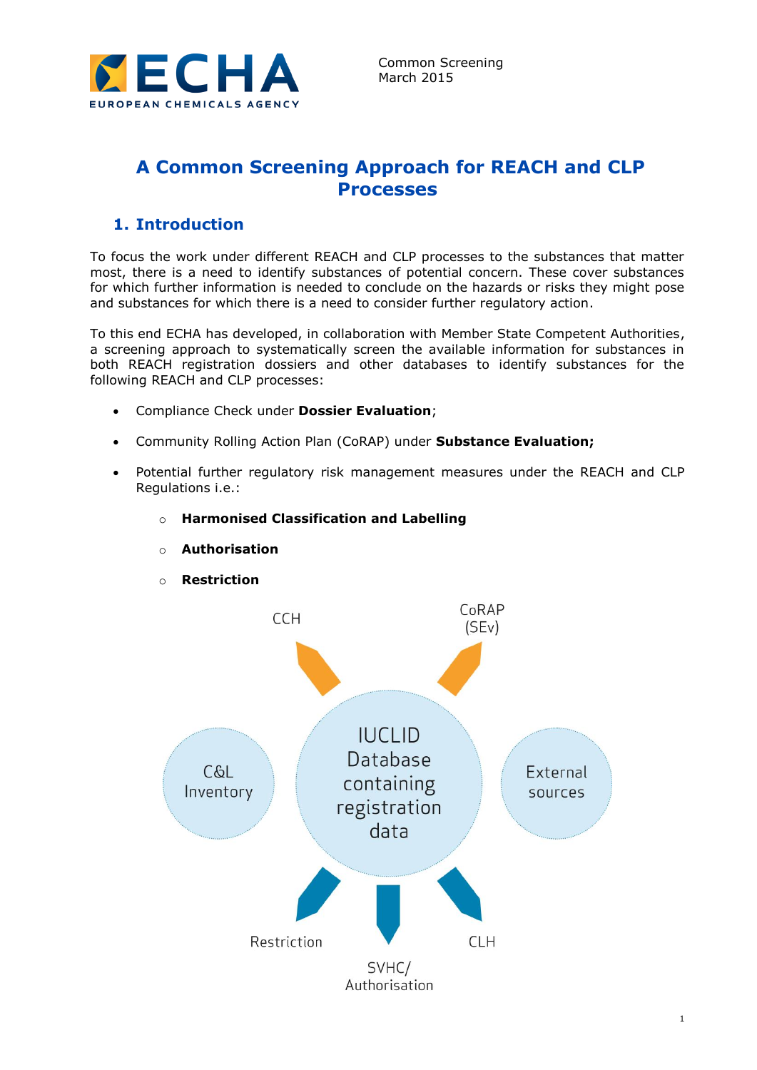# A Common Screening Approach for REACH and CLP Processes

## 1. Introduction

To focus the work under different REACH and CLP processes to the substances that matter most, there is a need to identify substances of potential concern. These cover substances for which further information is needed to conclude on the hazards or risks they might pose and substances for which there is a need to consider further regulatory action.

To this end ECHA has developed, in collaboration with Member State Competent Authorities, a screening approach to systematically screen the available information for substances in both REACH registration dossiers and other databases to identify substances for the following REACH and CLP processes:

- Compliance Check under **Dossier Evaluation**;
- Community Rolling Action Plan (CoRAP) under **Substance Evaluation;**
- Potential further regulatory risk management measures under the REACH and CLP Regulations i.e.:
  - **Harmonised Classification and Labelling**
  - **Authorisation**
  - **Restriction**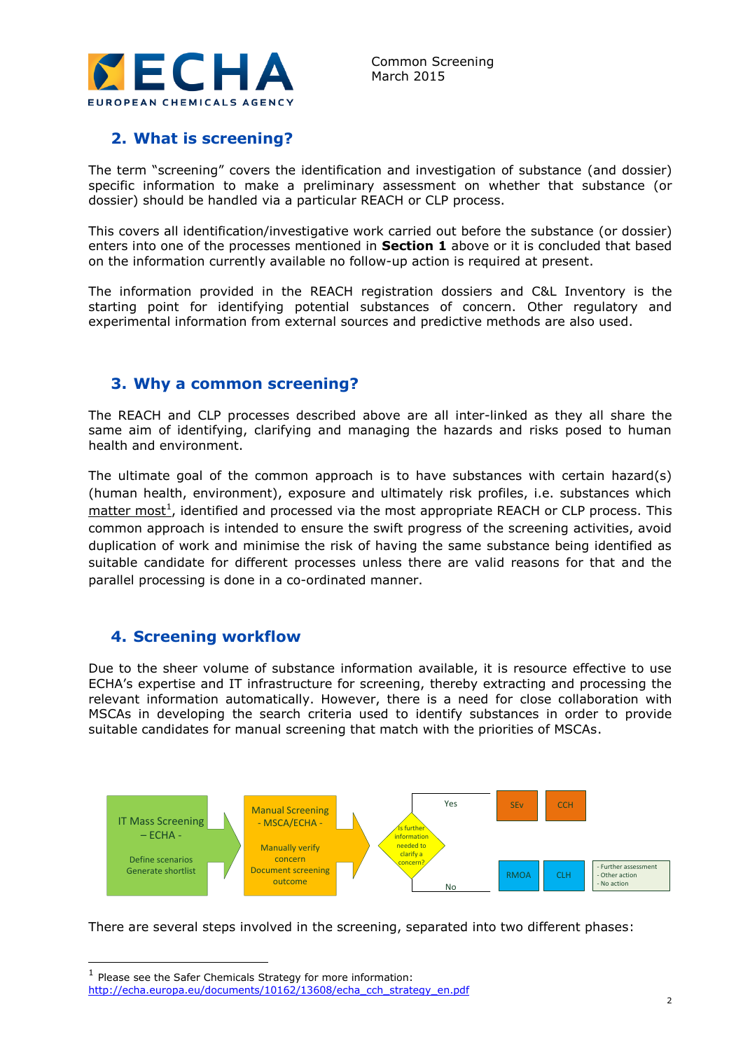## 2. What is screening?

The term "screening" covers the identification and investigation of substance (and dossier) specific information to make a preliminary assessment on whether that substance (or dossier) should be handled via a particular REACH or CLP process.

This covers all identification/investigative work carried out before the substance (or dossier) enters into one of the processes mentioned in **Section 1** above or it is concluded that based on the information currently available no follow-up action is required at present.

The information provided in the REACH registration dossiers and C&L Inventory is the starting point for identifying potential substances of concern. Other regulatory and experimental information from external sources and predictive methods are also used.

## 3. Why a common screening?

The REACH and CLP processes described above are all inter-linked as they all share the same aim of identifying, clarifying and managing the hazards and risks posed to human health and environment.

The ultimate goal of the common approach is to have substances with certain hazard(s) (human health, environment), exposure and ultimately risk profiles, i.e. substances which matter most[1], identified and processed via the most appropriate REACH or CLP process. This common approach is intended to ensure the swift progress of the screening activities, avoid duplication of work and minimise the risk of having the same substance being identified as suitable candidate for different processes unless there are valid reasons for that and the parallel processing is done in a co-ordinated manner.

## 4. Screening workflow

Due to the sheer volume of substance information available, it is resource effective to use ECHA's expertise and IT infrastructure for screening, thereby extracting and processing the relevant information automatically. However, there is a need for close collaboration with MSCAs in developing the search criteria used to identify substances in order to provide suitable candidates for manual screening that match with the priorities of MSCAs.

IT Mass Screening – ECHA –
Define scenarios
Generate shortlist

Manual Screening - MSCA/ECHA -
Manually verify concern
Document screening outcome

Is further information needed to clarify a concern?

Yes: SEv, CCH

No: RMOA, CLH, - Further assessment - Other action - No action

There are several steps involved in the screening, separated into two different phases:

[1] Please see the Safer Chemicals Strategy for more information: http://echa.europa.eu/documents/10162/13608/echa_cch_strategy_en.pdf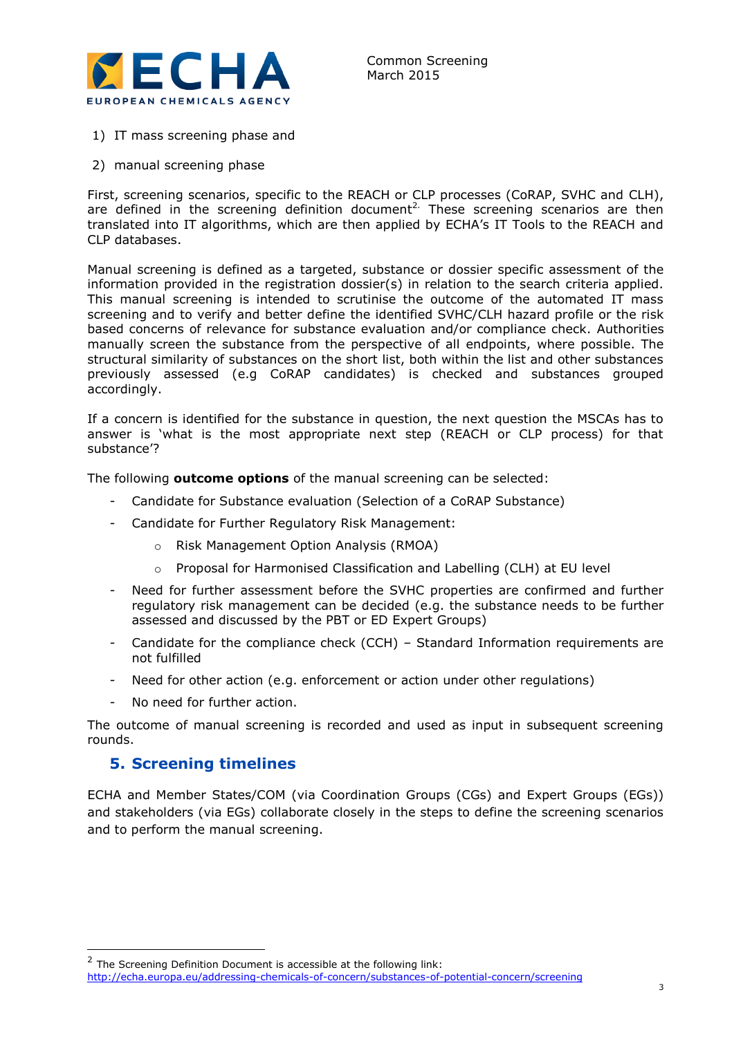1) IT mass screening phase and
2) manual screening phase

First, screening scenarios, specific to the REACH or CLP processes (CoRAP, SVHC and CLH), are defined in the screening definition document[2]. These screening scenarios are then translated into IT algorithms, which are then applied by ECHA's IT Tools to the REACH and CLP databases.

Manual screening is defined as a targeted, substance or dossier specific assessment of the information provided in the registration dossier(s) in relation to the search criteria applied. This manual screening is intended to scrutinise the outcome of the automated IT mass screening and to verify and better define the identified SVHC/CLH hazard profile or the risk based concerns of relevance for substance evaluation and/or compliance check. Authorities manually screen the substance from the perspective of all endpoints, where possible. The structural similarity of substances on the short list, both within the list and other substances previously assessed (e.g CoRAP candidates) is checked and substances grouped accordingly.

If a concern is identified for the substance in question, the next question the MSCAs has to answer is 'what is the most appropriate next step (REACH or CLP process) for that substance'?

The following **outcome options** of the manual screening can be selected:

- Candidate for Substance evaluation (Selection of a CoRAP Substance)
- Candidate for Further Regulatory Risk Management:
  - Risk Management Option Analysis (RMOA)
  - Proposal for Harmonised Classification and Labelling (CLH) at EU level
- Need for further assessment before the SVHC properties are confirmed and further regulatory risk management can be decided (e.g. the substance needs to be further assessed and discussed by the PBT or ED Expert Groups)
- Candidate for the compliance check (CCH) – Standard Information requirements are not fulfilled
- Need for other action (e.g. enforcement or action under other regulations)
- No need for further action.

The outcome of manual screening is recorded and used as input in subsequent screening rounds.

## 5. Screening timelines

ECHA and Member States/COM (via Coordination Groups (CGs) and Expert Groups (EGs)) and stakeholders (via EGs) collaborate closely in the steps to define the screening scenarios and to perform the manual screening.

---

[2] The Screening Definition Document is accessible at the following link: http://echa.europa.eu/addressing-chemicals-of-concern/substances-of-potential-concern/screening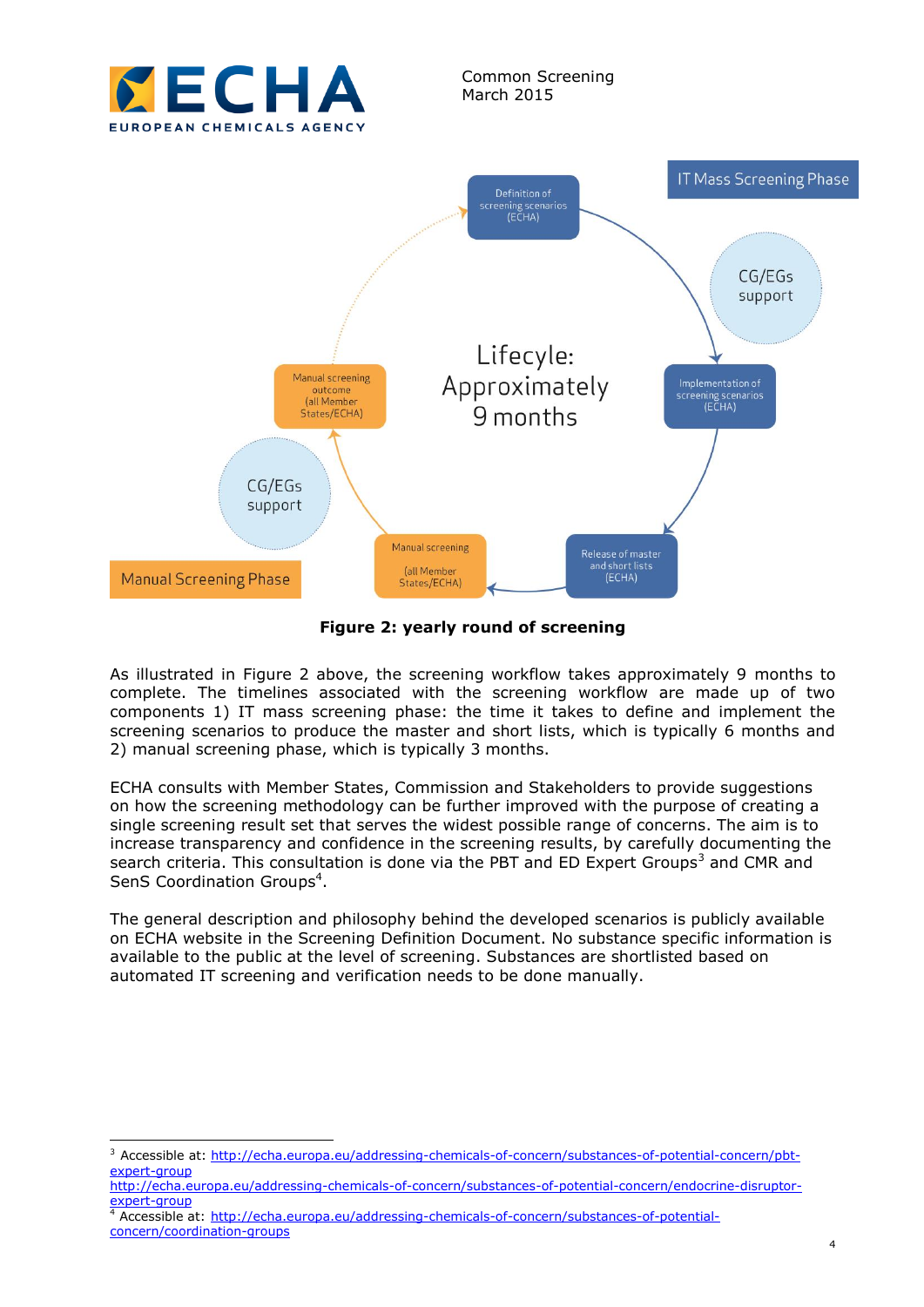Figure 2 (diagram text):

IT Mass Screening Phase

Definition of screening scenarios (ECHA)

CG/EGs support

Implementation of screening scenarios (ECHA)

Release of master and short lists (ECHA)

Manual screening (all Member States/ECHA)

CG/EGs support

Manual screening outcome (all Member States/ECHA)

Manual Screening Phase

Lifecyle: Approximately 9 months

**Figure 2: yearly round of screening**

As illustrated in Figure 2 above, the screening workflow takes approximately 9 months to complete. The timelines associated with the screening workflow are made up of two components 1) IT mass screening phase: the time it takes to define and implement the screening scenarios to produce the master and short lists, which is typically 6 months and 2) manual screening phase, which is typically 3 months.

ECHA consults with Member States, Commission and Stakeholders to provide suggestions on how the screening methodology can be further improved with the purpose of creating a single screening result set that serves the widest possible range of concerns. The aim is to increase transparency and confidence in the screening results, by carefully documenting the search criteria. This consultation is done via the PBT and ED Expert Groups[3] and CMR and SenS Coordination Groups[4].

The general description and philosophy behind the developed scenarios is publicly available on ECHA website in the Screening Definition Document. No substance specific information is available to the public at the level of screening. Substances are shortlisted based on automated IT screening and verification needs to be done manually.

---

[3] Accessible at: http://echa.europa.eu/addressing-chemicals-of-concern/substances-of-potential-concern/pbt-expert-group
http://echa.europa.eu/addressing-chemicals-of-concern/substances-of-potential-concern/endocrine-disruptor-expert-group

[4] Accessible at: http://echa.europa.eu/addressing-chemicals-of-concern/substances-of-potential-concern/coordination-groups